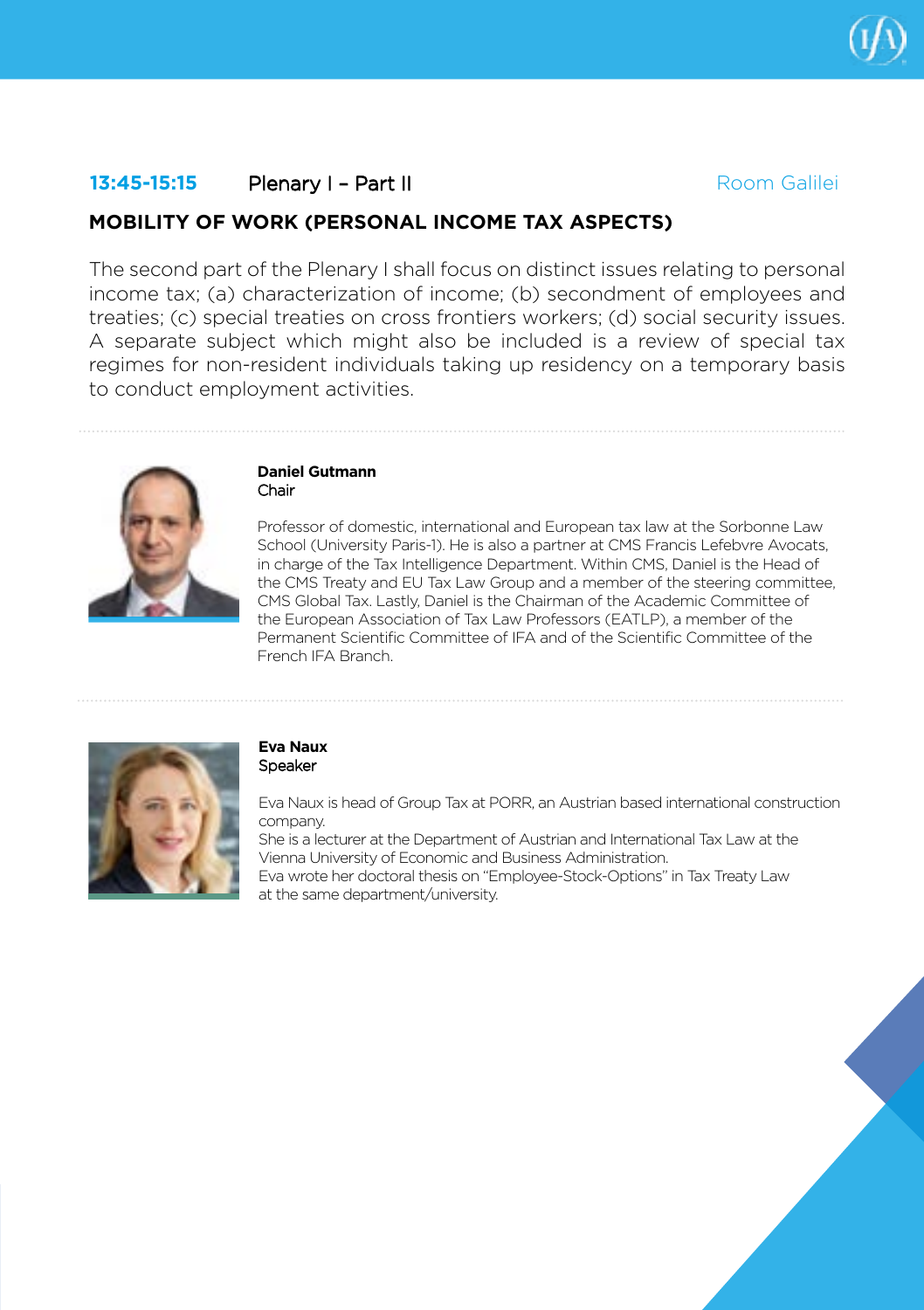**13:45-15:15** Plenary I – Part II Room Galilei

## MOBILITY OF WORK (PERSONAL INCOME TAX ASPECTS)

The second part of the Plenary I shall focus on distinct issues relating to personal income tax; (a) characterization of income; (b) secondment of employees and treaties; (c) special treaties on cross frontiers workers; (d) social security issues. A separate subject which might also be included is a review of special tax regimes for non-resident individuals taking up residency on a temporary basis to conduct employment activities.

**Daniel Gutmann**
Chair

Professor of domestic, international and European tax law at the Sorbonne Law School (University Paris-1). He is also a partner at CMS Francis Lefebvre Avocats, in charge of the Tax Intelligence Department. Within CMS, Daniel is the Head of the CMS Treaty and EU Tax Law Group and a member of the steering committee, CMS Global Tax. Lastly, Daniel is the Chairman of the Academic Committee of the European Association of Tax Law Professors (EATLP), a member of the Permanent Scientific Committee of IFA and of the Scientific Committee of the French IFA Branch.

**Eva Naux**
Speaker

Eva Naux is head of Group Tax at PORR, an Austrian based international construction company.
She is a lecturer at the Department of Austrian and International Tax Law at the Vienna University of Economic and Business Administration.
Eva wrote her doctoral thesis on "Employee-Stock-Options" in Tax Treaty Law at the same department/university.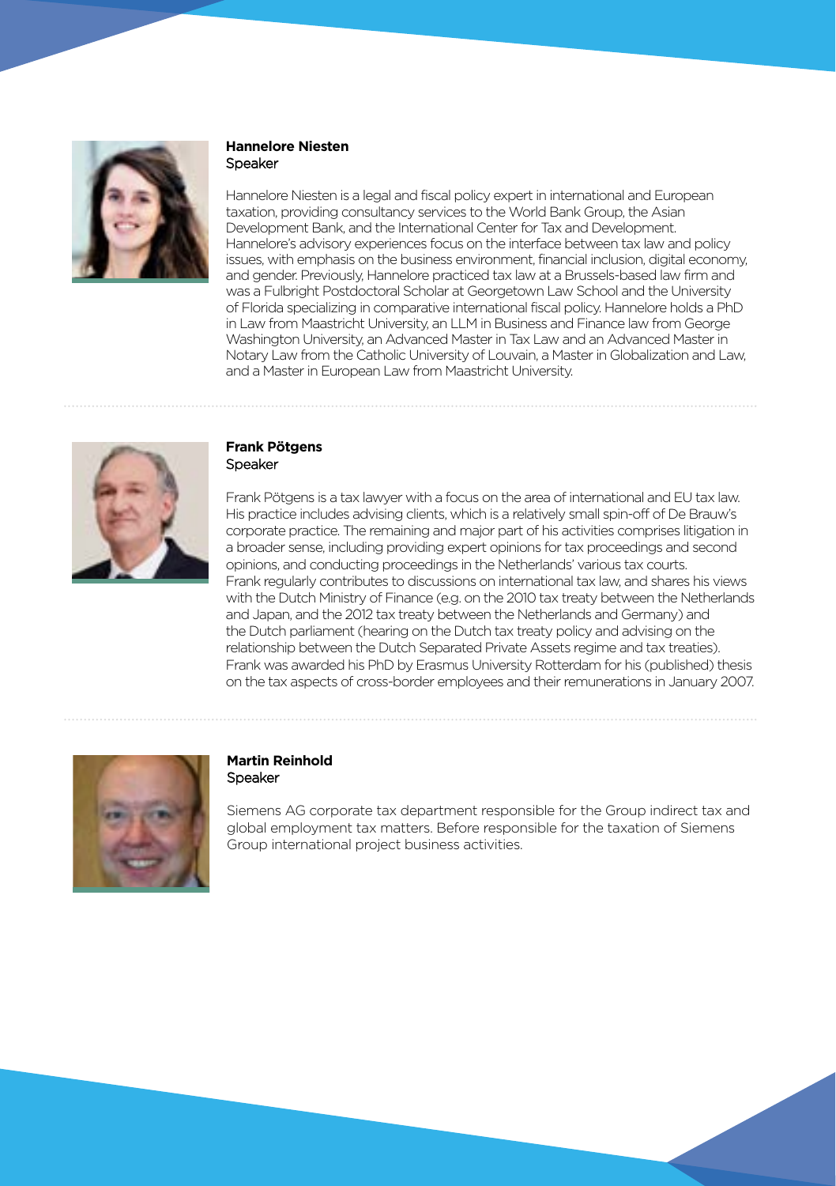**Hannelore Niesten**
Speaker

Hannelore Niesten is a legal and fiscal policy expert in international and European taxation, providing consultancy services to the World Bank Group, the Asian Development Bank, and the International Center for Tax and Development. Hannelore's advisory experiences focus on the interface between tax law and policy issues, with emphasis on the business environment, financial inclusion, digital economy, and gender. Previously, Hannelore practiced tax law at a Brussels-based law firm and was a Fulbright Postdoctoral Scholar at Georgetown Law School and the University of Florida specializing in comparative international fiscal policy. Hannelore holds a PhD in Law from Maastricht University, an LLM in Business and Finance law from George Washington University, an Advanced Master in Tax Law and an Advanced Master in Notary Law from the Catholic University of Louvain, a Master in Globalization and Law, and a Master in European Law from Maastricht University.

---

**Frank Pötgens**
Speaker

Frank Pötgens is a tax lawyer with a focus on the area of international and EU tax law. His practice includes advising clients, which is a relatively small spin-off of De Brauw's corporate practice. The remaining and major part of his activities comprises litigation in a broader sense, including providing expert opinions for tax proceedings and second opinions, and conducting proceedings in the Netherlands' various tax courts. Frank regularly contributes to discussions on international tax law, and shares his views with the Dutch Ministry of Finance (e.g. on the 2010 tax treaty between the Netherlands and Japan, and the 2012 tax treaty between the Netherlands and Germany) and the Dutch parliament (hearing on the Dutch tax treaty policy and advising on the relationship between the Dutch Separated Private Assets regime and tax treaties). Frank was awarded his PhD by Erasmus University Rotterdam for his (published) thesis on the tax aspects of cross-border employees and their remunerations in January 2007.

---

**Martin Reinhold**
Speaker

Siemens AG corporate tax department responsible for the Group indirect tax and global employment tax matters. Before responsible for the taxation of Siemens Group international project business activities.